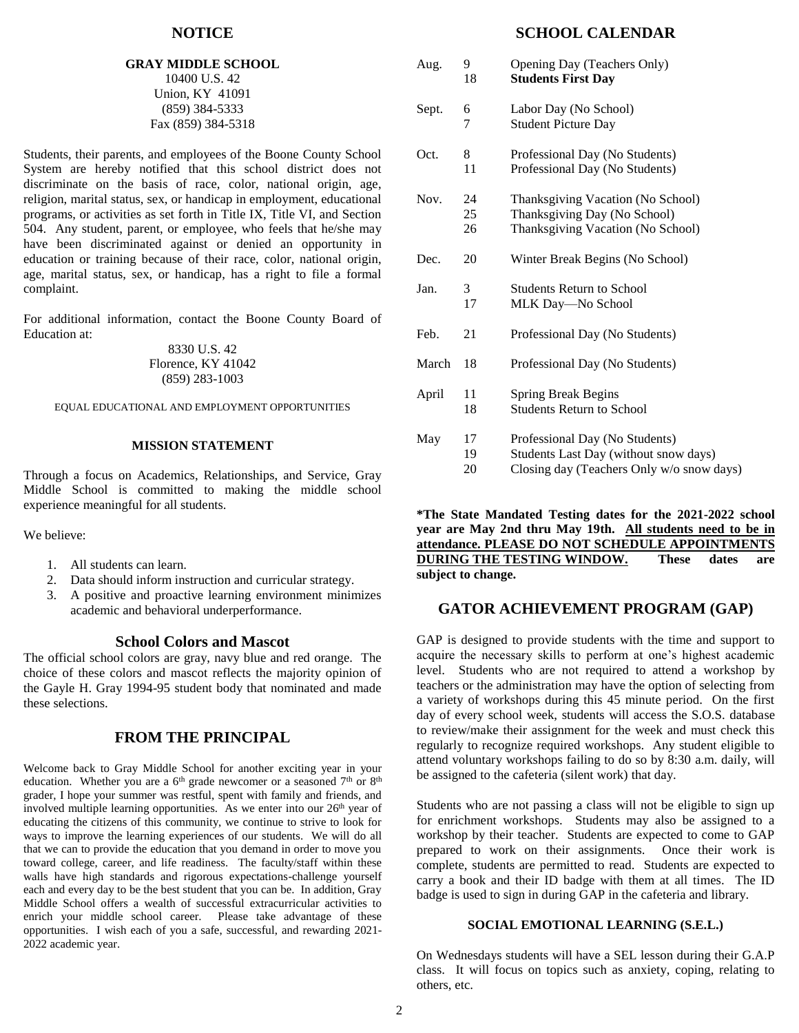## NOTICE

**GRAY MIDDLE SCHOOL**
10400 U.S. 42
Union, KY 41091
(859) 384-5333
Fax (859) 384-5318

Students, their parents, and employees of the Boone County School System are hereby notified that this school district does not discriminate on the basis of race, color, national origin, age, religion, marital status, sex, or handicap in employment, educational programs, or activities as set forth in Title IX, Title VI, and Section 504. Any student, parent, or employee, who feels that he/she may have been discriminated against or denied an opportunity in education or training because of their race, color, national origin, age, marital status, sex, or handicap, has a right to file a formal complaint.

For additional information, contact the Boone County Board of Education at:

8330 U.S. 42
Florence, KY 41042
(859) 283-1003

EQUAL EDUCATIONAL AND EMPLOYMENT OPPORTUNITIES

### MISSION STATEMENT

Through a focus on Academics, Relationships, and Service, Gray Middle School is committed to making the middle school experience meaningful for all students.

We believe:

1. All students can learn.
2. Data should inform instruction and curricular strategy.
3. A positive and proactive learning environment minimizes academic and behavioral underperformance.

### School Colors and Mascot

The official school colors are gray, navy blue and red orange. The choice of these colors and mascot reflects the majority opinion of the Gayle H. Gray 1994-95 student body that nominated and made these selections.

## FROM THE PRINCIPAL

Welcome back to Gray Middle School for another exciting year in your education. Whether you are a 6th grade newcomer or a seasoned 7th or 8th grader, I hope your summer was restful, spent with family and friends, and involved multiple learning opportunities. As we enter into our 26th year of educating the citizens of this community, we continue to strive to look for ways to improve the learning experiences of our students. We will do all that we can to provide the education that you demand in order to move you toward college, career, and life readiness. The faculty/staff within these walls have high standards and rigorous expectations-challenge yourself each and every day to be the best student that you can be. In addition, Gray Middle School offers a wealth of successful extracurricular activities to enrich your middle school career. Please take advantage of these opportunities. I wish each of you a safe, successful, and rewarding 2021-2022 academic year.

## SCHOOL CALENDAR

| Month | Day | Event |
|---|---|---|
| Aug. | 9 | Opening Day (Teachers Only) |
| | 18 | **Students First Day** |
| Sept. | 6 | Labor Day (No School) |
| | 7 | Student Picture Day |
| Oct. | 8 | Professional Day (No Students) |
| | 11 | Professional Day (No Students) |
| Nov. | 24 | Thanksgiving Vacation (No School) |
| | 25 | Thanksgiving Day (No School) |
| | 26 | Thanksgiving Vacation (No School) |
| Dec. | 20 | Winter Break Begins (No School) |
| Jan. | 3 | Students Return to School |
| | 17 | MLK Day—No School |
| Feb. | 21 | Professional Day (No Students) |
| March | 18 | Professional Day (No Students) |
| April | 11 | Spring Break Begins |
| | 18 | Students Return to School |
| May | 17 | Professional Day (No Students) |
| | 19 | Students Last Day (without snow days) |
| | 20 | Closing day (Teachers Only w/o snow days) |

**\*The State Mandated Testing dates for the 2021-2022 school year are May 2nd thru May 19th. All students need to be in attendance. PLEASE DO NOT SCHEDULE APPOINTMENTS DURING THE TESTING WINDOW. These dates are subject to change.**

## GATOR ACHIEVEMENT PROGRAM (GAP)

GAP is designed to provide students with the time and support to acquire the necessary skills to perform at one's highest academic level. Students who are not required to attend a workshop by teachers or the administration may have the option of selecting from a variety of workshops during this 45 minute period. On the first day of every school week, students will access the S.O.S. database to review/make their assignment for the week and must check this regularly to recognize required workshops. Any student eligible to attend voluntary workshops failing to do so by 8:30 a.m. daily, will be assigned to the cafeteria (silent work) that day.

Students who are not passing a class will not be eligible to sign up for enrichment workshops. Students may also be assigned to a workshop by their teacher. Students are expected to come to GAP prepared to work on their assignments. Once their work is complete, students are permitted to read. Students are expected to carry a book and their ID badge with them at all times. The ID badge is used to sign in during GAP in the cafeteria and library.

### SOCIAL EMOTIONAL LEARNING (S.E.L.)

On Wednesdays students will have a SEL lesson during their G.A.P class. It will focus on topics such as anxiety, coping, relating to others, etc.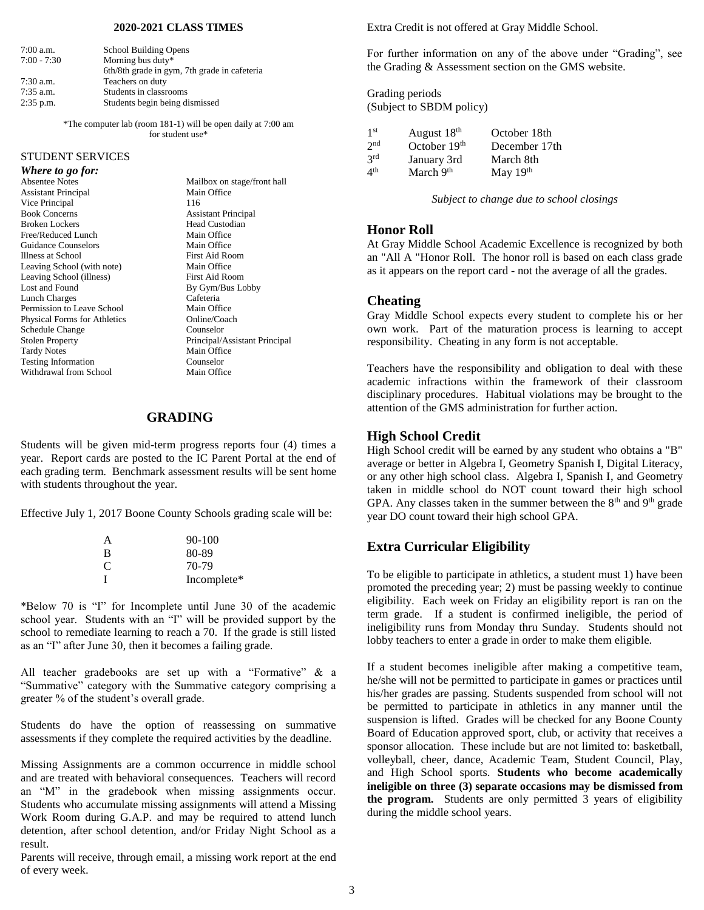## 2020-2021 CLASS TIMES

| | |
|---|---|
| 7:00 a.m. | School Building Opens |
| 7:00 - 7:30 | Morning bus duty* |
| | 6th/8th grade in gym, 7th grade in cafeteria |
| 7:30 a.m. | Teachers on duty |
| 7:35 a.m. | Students in classrooms |
| 2:35 p.m. | Students begin being dismissed |

*The computer lab (room 181-1) will be open daily at 7:00 am for student use*

STUDENT SERVICES

***Where to go for:***

| | |
|---|---|
| Absentee Notes | Mailbox on stage/front hall |
| Assistant Principal | Main Office |
| Vice Principal | 116 |
| Book Concerns | Assistant Principal |
| Broken Lockers | Head Custodian |
| Free/Reduced Lunch | Main Office |
| Guidance Counselors | Main Office |
| Illness at School | First Aid Room |
| Leaving School (with note) | Main Office |
| Leaving School (illness) | First Aid Room |
| Lost and Found | By Gym/Bus Lobby |
| Lunch Charges | Cafeteria |
| Permission to Leave School | Main Office |
| Physical Forms for Athletics | Online/Coach |
| Schedule Change | Counselor |
| Stolen Property | Principal/Assistant Principal |
| Tardy Notes | Main Office |
| Testing Information | Counselor |
| Withdrawal from School | Main Office |

## GRADING

Students will be given mid-term progress reports four (4) times a year. Report cards are posted to the IC Parent Portal at the end of each grading term. Benchmark assessment results will be sent home with students throughout the year.

Effective July 1, 2017 Boone County Schools grading scale will be:

| | |
|---|---|
| A | 90-100 |
| B | 80-89 |
| C | 70-79 |
| I | Incomplete* |

*Below 70 is "I" for Incomplete until June 30 of the academic school year. Students with an "I" will be provided support by the school to remediate learning to reach a 70. If the grade is still listed as an "I" after June 30, then it becomes a failing grade.

All teacher gradebooks are set up with a "Formative" & a "Summative" category with the Summative category comprising a greater % of the student's overall grade.

Students do have the option of reassessing on summative assessments if they complete the required activities by the deadline.

Missing Assignments are a common occurrence in middle school and are treated with behavioral consequences. Teachers will record an "M" in the gradebook when missing assignments occur. Students who accumulate missing assignments will attend a Missing Work Room during G.A.P. and may be required to attend lunch detention, after school detention, and/or Friday Night School as a result.

Parents will receive, through email, a missing work report at the end of every week.

Extra Credit is not offered at Gray Middle School.

For further information on any of the above under "Grading", see the Grading & Assessment section on the GMS website.

Grading periods
(Subject to SBDM policy)

| | | |
|---|---|---|
| 1st | August 18th | October 18th |
| 2nd | October 19th | December 17th |
| 3rd | January 3rd | March 8th |
| 4th | March 9th | May 19th |

*Subject to change due to school closings*

## Honor Roll

At Gray Middle School Academic Excellence is recognized by both an "All A "Honor Roll. The honor roll is based on each class grade as it appears on the report card - not the average of all the grades.

## Cheating

Gray Middle School expects every student to complete his or her own work. Part of the maturation process is learning to accept responsibility. Cheating in any form is not acceptable.

Teachers have the responsibility and obligation to deal with these academic infractions within the framework of their classroom disciplinary procedures. Habitual violations may be brought to the attention of the GMS administration for further action.

## High School Credit

High School credit will be earned by any student who obtains a "B" average or better in Algebra I, Geometry Spanish I, Digital Literacy, or any other high school class. Algebra I, Spanish I, and Geometry taken in middle school do NOT count toward their high school GPA. Any classes taken in the summer between the 8th and 9th grade year DO count toward their high school GPA.

## Extra Curricular Eligibility

To be eligible to participate in athletics, a student must 1) have been promoted the preceding year; 2) must be passing weekly to continue eligibility. Each week on Friday an eligibility report is ran on the term grade. If a student is confirmed ineligible, the period of ineligibility runs from Monday thru Sunday. Students should not lobby teachers to enter a grade in order to make them eligible.

If a student becomes ineligible after making a competitive team, he/she will not be permitted to participate in games or practices until his/her grades are passing. Students suspended from school will not be permitted to participate in athletics in any manner until the suspension is lifted. Grades will be checked for any Boone County Board of Education approved sport, club, or activity that receives a sponsor allocation. These include but are not limited to: basketball, volleyball, cheer, dance, Academic Team, Student Council, Play, and High School sports. **Students who become academically ineligible on three (3) separate occasions may be dismissed from the program.** Students are only permitted 3 years of eligibility during the middle school years.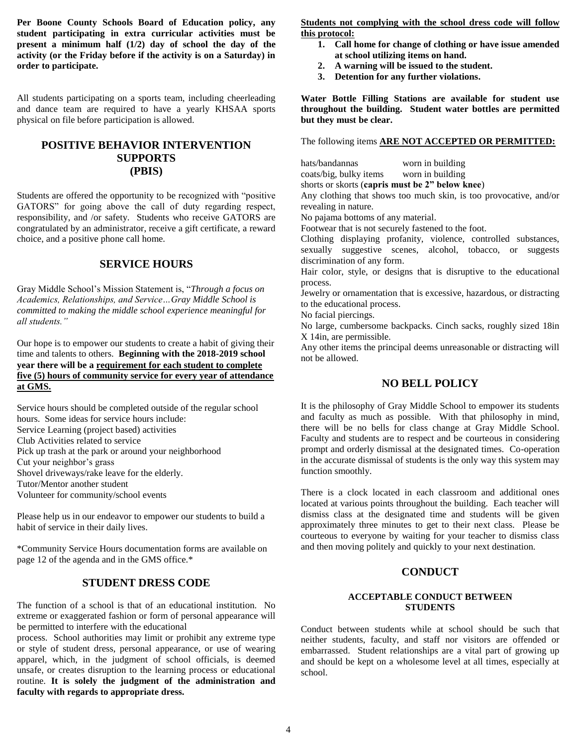**Per Boone County Schools Board of Education policy, any student participating in extra curricular activities must be present a minimum half (1/2) day of school the day of the activity (or the Friday before if the activity is on a Saturday) in order to participate.**

All students participating on a sports team, including cheerleading and dance team are required to have a yearly KHSAA sports physical on file before participation is allowed.

## POSITIVE BEHAVIOR INTERVENTION SUPPORTS (PBIS)

Students are offered the opportunity to be recognized with "positive GATORS" for going above the call of duty regarding respect, responsibility, and /or safety. Students who receive GATORS are congratulated by an administrator, receive a gift certificate, a reward choice, and a positive phone call home.

## SERVICE HOURS

Gray Middle School's Mission Statement is, "*Through a focus on Academics, Relationships, and Service…Gray Middle School is committed to making the middle school experience meaningful for all students.*"

Our hope is to empower our students to create a habit of giving their time and talents to others. **Beginning with the 2018-2019 school year there will be a requirement for each student to complete five (5) hours of community service for every year of attendance at GMS.**

Service hours should be completed outside of the regular school hours. Some ideas for service hours include:
Service Learning (project based) activities
Club Activities related to service
Pick up trash at the park or around your neighborhood
Cut your neighbor's grass
Shovel driveways/rake leave for the elderly.
Tutor/Mentor another student
Volunteer for community/school events

Please help us in our endeavor to empower our students to build a habit of service in their daily lives.

*Community Service Hours documentation forms are available on page 12 of the agenda and in the GMS office.*

## STUDENT DRESS CODE

The function of a school is that of an educational institution. No extreme or exaggerated fashion or form of personal appearance will be permitted to interfere with the educational process. School authorities may limit or prohibit any extreme type or style of student dress, personal appearance, or use of wearing apparel, which, in the judgment of school officials, is deemed unsafe, or creates disruption to the learning process or educational routine. **It is solely the judgment of the administration and faculty with regards to appropriate dress.**

**Students not complying with the school dress code will follow this protocol:**

1. **Call home for change of clothing or have issue amended at school utilizing items on hand.**
2. **A warning will be issued to the student.**
3. **Detention for any further violations.**

**Water Bottle Filling Stations are available for student use throughout the building. Student water bottles are permitted but they must be clear.**

The following items **ARE NOT ACCEPTED OR PERMITTED:**

hats/bandannas worn in building
coats/big, bulky items worn in building
shorts or skorts (**capris must be 2" below knee**)
Any clothing that shows too much skin, is too provocative, and/or revealing in nature.
No pajama bottoms of any material.
Footwear that is not securely fastened to the foot.
Clothing displaying profanity, violence, controlled substances, sexually suggestive scenes, alcohol, tobacco, or suggests discrimination of any form.
Hair color, style, or designs that is disruptive to the educational process.
Jewelry or ornamentation that is excessive, hazardous, or distracting to the educational process.
No facial piercings.
No large, cumbersome backpacks. Cinch sacks, roughly sized 18in X 14in, are permissible.
Any other items the principal deems unreasonable or distracting will not be allowed.

## NO BELL POLICY

It is the philosophy of Gray Middle School to empower its students and faculty as much as possible. With that philosophy in mind, there will be no bells for class change at Gray Middle School. Faculty and students are to respect and be courteous in considering prompt and orderly dismissal at the designated times. Co-operation in the accurate dismissal of students is the only way this system may function smoothly.

There is a clock located in each classroom and additional ones located at various points throughout the building. Each teacher will dismiss class at the designated time and students will be given approximately three minutes to get to their next class. Please be courteous to everyone by waiting for your teacher to dismiss class and then moving politely and quickly to your next destination.

## CONDUCT

### ACCEPTABLE CONDUCT BETWEEN STUDENTS

Conduct between students while at school should be such that neither students, faculty, and staff nor visitors are offended or embarrassed. Student relationships are a vital part of growing up and should be kept on a wholesome level at all times, especially at school.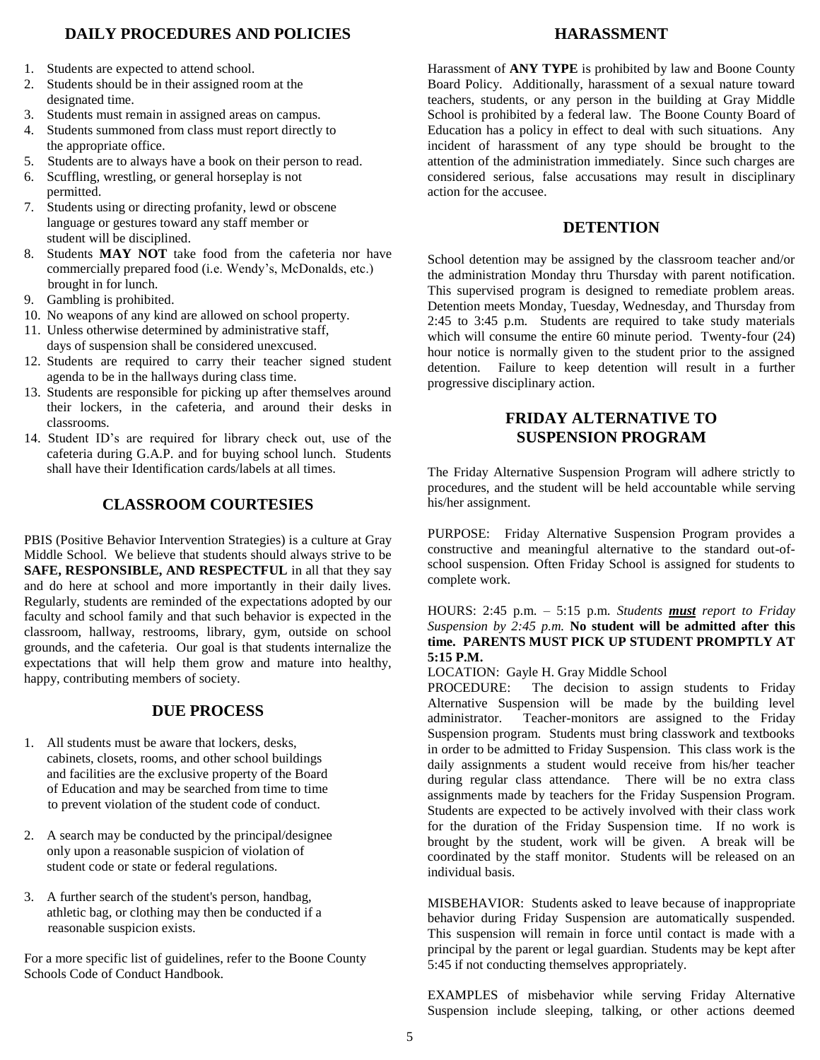## DAILY PROCEDURES AND POLICIES

1. Students are expected to attend school.
2. Students should be in their assigned room at the designated time.
3. Students must remain in assigned areas on campus.
4. Students summoned from class must report directly to the appropriate office.
5. Students are to always have a book on their person to read.
6. Scuffling, wrestling, or general horseplay is not permitted.
7. Students using or directing profanity, lewd or obscene language or gestures toward any staff member or student will be disciplined.
8. Students **MAY NOT** take food from the cafeteria nor have commercially prepared food (i.e. Wendy's, McDonalds, etc.) brought in for lunch.
9. Gambling is prohibited.
10. No weapons of any kind are allowed on school property.
11. Unless otherwise determined by administrative staff, days of suspension shall be considered unexcused.
12. Students are required to carry their teacher signed student agenda to be in the hallways during class time.
13. Students are responsible for picking up after themselves around their lockers, in the cafeteria, and around their desks in classrooms.
14. Student ID's are required for library check out, use of the cafeteria during G.A.P. and for buying school lunch. Students shall have their Identification cards/labels at all times.

## CLASSROOM COURTESIES

PBIS (Positive Behavior Intervention Strategies) is a culture at Gray Middle School. We believe that students should always strive to be **SAFE, RESPONSIBLE, AND RESPECTFUL** in all that they say and do here at school and more importantly in their daily lives. Regularly, students are reminded of the expectations adopted by our faculty and school family and that such behavior is expected in the classroom, hallway, restrooms, library, gym, outside on school grounds, and the cafeteria. Our goal is that students internalize the expectations that will help them grow and mature into healthy, happy, contributing members of society.

## DUE PROCESS

1. All students must be aware that lockers, desks, cabinets, closets, rooms, and other school buildings and facilities are the exclusive property of the Board of Education and may be searched from time to time to prevent violation of the student code of conduct.

2. A search may be conducted by the principal/designee only upon a reasonable suspicion of violation of student code or state or federal regulations.

3. A further search of the student's person, handbag, athletic bag, or clothing may then be conducted if a reasonable suspicion exists.

For a more specific list of guidelines, refer to the Boone County Schools Code of Conduct Handbook.

## HARASSMENT

Harassment of **ANY TYPE** is prohibited by law and Boone County Board Policy. Additionally, harassment of a sexual nature toward teachers, students, or any person in the building at Gray Middle School is prohibited by a federal law. The Boone County Board of Education has a policy in effect to deal with such situations. Any incident of harassment of any type should be brought to the attention of the administration immediately. Since such charges are considered serious, false accusations may result in disciplinary action for the accusee.

## DETENTION

School detention may be assigned by the classroom teacher and/or the administration Monday thru Thursday with parent notification. This supervised program is designed to remediate problem areas. Detention meets Monday, Tuesday, Wednesday, and Thursday from 2:45 to 3:45 p.m. Students are required to take study materials which will consume the entire 60 minute period. Twenty-four (24) hour notice is normally given to the student prior to the assigned detention. Failure to keep detention will result in a further progressive disciplinary action.

## FRIDAY ALTERNATIVE TO SUSPENSION PROGRAM

The Friday Alternative Suspension Program will adhere strictly to procedures, and the student will be held accountable while serving his/her assignment.

PURPOSE: Friday Alternative Suspension Program provides a constructive and meaningful alternative to the standard out-of-school suspension. Often Friday School is assigned for students to complete work.

HOURS: 2:45 p.m. – 5:15 p.m. *Students **must** report to Friday Suspension by 2:45 p.m.* **No student will be admitted after this time. PARENTS MUST PICK UP STUDENT PROMPTLY AT 5:15 P.M.**

LOCATION: Gayle H. Gray Middle School

PROCEDURE: The decision to assign students to Friday Alternative Suspension will be made by the building level administrator. Teacher-monitors are assigned to the Friday Suspension program. Students must bring classwork and textbooks in order to be admitted to Friday Suspension. This class work is the daily assignments a student would receive from his/her teacher during regular class attendance. There will be no extra class assignments made by teachers for the Friday Suspension Program. Students are expected to be actively involved with their class work for the duration of the Friday Suspension time. If no work is brought by the student, work will be given. A break will be coordinated by the staff monitor. Students will be released on an individual basis.

MISBEHAVIOR: Students asked to leave because of inappropriate behavior during Friday Suspension are automatically suspended. This suspension will remain in force until contact is made with a principal by the parent or legal guardian. Students may be kept after 5:45 if not conducting themselves appropriately.

EXAMPLES of misbehavior while serving Friday Alternative Suspension include sleeping, talking, or other actions deemed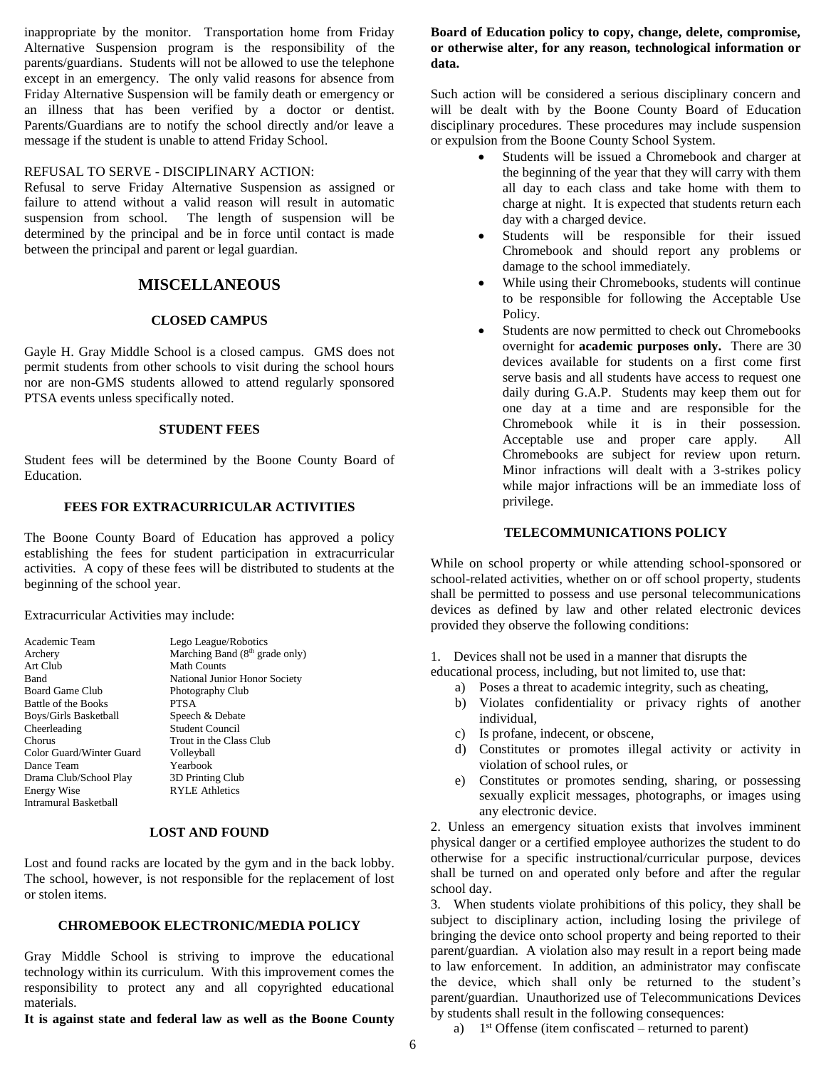inappropriate by the monitor. Transportation home from Friday Alternative Suspension program is the responsibility of the parents/guardians. Students will not be allowed to use the telephone except in an emergency. The only valid reasons for absence from Friday Alternative Suspension will be family death or emergency or an illness that has been verified by a doctor or dentist. Parents/Guardians are to notify the school directly and/or leave a message if the student is unable to attend Friday School.

REFUSAL TO SERVE - DISCIPLINARY ACTION:
Refusal to serve Friday Alternative Suspension as assigned or failure to attend without a valid reason will result in automatic suspension from school. The length of suspension will be determined by the principal and be in force until contact is made between the principal and parent or legal guardian.

## MISCELLANEOUS

### CLOSED CAMPUS

Gayle H. Gray Middle School is a closed campus. GMS does not permit students from other schools to visit during the school hours nor are non-GMS students allowed to attend regularly sponsored PTSA events unless specifically noted.

### STUDENT FEES

Student fees will be determined by the Boone County Board of Education.

### FEES FOR EXTRACURRICULAR ACTIVITIES

The Boone County Board of Education has approved a policy establishing the fees for student participation in extracurricular activities. A copy of these fees will be distributed to students at the beginning of the school year.

Extracurricular Activities may include:

| | |
|---|---|
| Academic Team | Lego League/Robotics |
| Archery | Marching Band (8th grade only) |
| Art Club | Math Counts |
| Band | National Junior Honor Society |
| Board Game Club | Photography Club |
| Battle of the Books | PTSA |
| Boys/Girls Basketball | Speech & Debate |
| Cheerleading | Student Council |
| Chorus | Trout in the Class Club |
| Color Guard/Winter Guard | Volleyball |
| Dance Team | Yearbook |
| Drama Club/School Play | 3D Printing Club |
| Energy Wise | RYLE Athletics |
| Intramural Basketball | |

### LOST AND FOUND

Lost and found racks are located by the gym and in the back lobby. The school, however, is not responsible for the replacement of lost or stolen items.

### CHROMEBOOK ELECTRONIC/MEDIA POLICY

Gray Middle School is striving to improve the educational technology within its curriculum. With this improvement comes the responsibility to protect any and all copyrighted educational materials.

**It is against state and federal law as well as the Boone County Board of Education policy to copy, change, delete, compromise, or otherwise alter, for any reason, technological information or data.**

Such action will be considered a serious disciplinary concern and will be dealt with by the Boone County Board of Education disciplinary procedures. These procedures may include suspension or expulsion from the Boone County School System.

- Students will be issued a Chromebook and charger at the beginning of the year that they will carry with them all day to each class and take home with them to charge at night. It is expected that students return each day with a charged device.
- Students will be responsible for their issued Chromebook and should report any problems or damage to the school immediately.
- While using their Chromebooks, students will continue to be responsible for following the Acceptable Use Policy.
- Students are now permitted to check out Chromebooks overnight for **academic purposes only.** There are 30 devices available for students on a first come first serve basis and all students have access to request one daily during G.A.P. Students may keep them out for one day at a time and are responsible for the Chromebook while it is in their possession. Acceptable use and proper care apply. All Chromebooks are subject for review upon return. Minor infractions will dealt with a 3-strikes policy while major infractions will be an immediate loss of privilege.

### TELECOMMUNICATIONS POLICY

While on school property or while attending school-sponsored or school-related activities, whether on or off school property, students shall be permitted to possess and use personal telecommunications devices as defined by law and other related electronic devices provided they observe the following conditions:

1. Devices shall not be used in a manner that disrupts the educational process, including, but not limited to, use that:
   a) Poses a threat to academic integrity, such as cheating,
   b) Violates confidentiality or privacy rights of another individual,
   c) Is profane, indecent, or obscene,
   d) Constitutes or promotes illegal activity or activity in violation of school rules, or
   e) Constitutes or promotes sending, sharing, or possessing sexually explicit messages, photographs, or images using any electronic device.
2. Unless an emergency situation exists that involves imminent physical danger or a certified employee authorizes the student to do otherwise for a specific instructional/curricular purpose, devices shall be turned on and operated only before and after the regular school day.
3. When students violate prohibitions of this policy, they shall be subject to disciplinary action, including losing the privilege of bringing the device onto school property and being reported to their parent/guardian. A violation also may result in a report being made to law enforcement. In addition, an administrator may confiscate the device, which shall only be returned to the student's parent/guardian. Unauthorized use of Telecommunications Devices by students shall result in the following consequences:
   a) 1st Offense (item confiscated – returned to parent)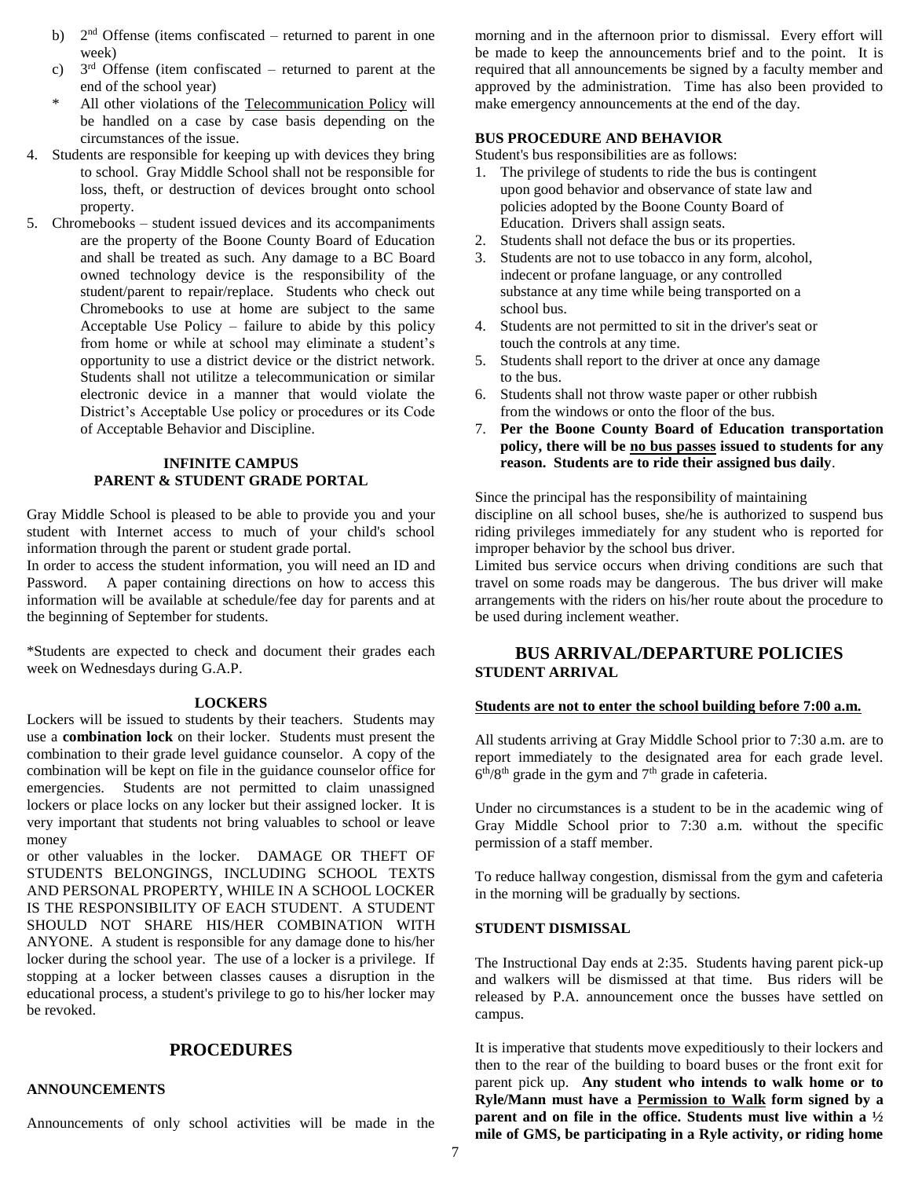b) 2nd Offense (items confiscated – returned to parent in one week)
c) 3rd Offense (item confiscated – returned to parent at the end of the school year)
\* All other violations of the Telecommunication Policy will be handled on a case by case basis depending on the circumstances of the issue.

4. Students are responsible for keeping up with devices they bring to school. Gray Middle School shall not be responsible for loss, theft, or destruction of devices brought onto school property.
5. Chromebooks – student issued devices and its accompaniments are the property of the Boone County Board of Education and shall be treated as such. Any damage to a BC Board owned technology device is the responsibility of the student/parent to repair/replace. Students who check out Chromebooks to use at home are subject to the same Acceptable Use Policy – failure to abide by this policy from home or while at school may eliminate a student's opportunity to use a district device or the district network. Students shall not utilitze a telecommunication or similar electronic device in a manner that would violate the District's Acceptable Use policy or procedures or its Code of Acceptable Behavior and Discipline.

### INFINITE CAMPUS PARENT & STUDENT GRADE PORTAL

Gray Middle School is pleased to be able to provide you and your student with Internet access to much of your child's school information through the parent or student grade portal.
In order to access the student information, you will need an ID and Password. A paper containing directions on how to access this information will be available at schedule/fee day for parents and at the beginning of September for students.

\*Students are expected to check and document their grades each week on Wednesdays during G.A.P.

### LOCKERS

Lockers will be issued to students by their teachers. Students may use a **combination lock** on their locker. Students must present the combination to their grade level guidance counselor. A copy of the combination will be kept on file in the guidance counselor office for emergencies. Students are not permitted to claim unassigned lockers or place locks on any locker but their assigned locker. It is very important that students not bring valuables to school or leave money or other valuables in the locker. DAMAGE OR THEFT OF STUDENTS BELONGINGS, INCLUDING SCHOOL TEXTS AND PERSONAL PROPERTY, WHILE IN A SCHOOL LOCKER IS THE RESPONSIBILITY OF EACH STUDENT. A STUDENT SHOULD NOT SHARE HIS/HER COMBINATION WITH ANYONE. A student is responsible for any damage done to his/her locker during the school year. The use of a locker is a privilege. If stopping at a locker between classes causes a disruption in the educational process, a student's privilege to go to his/her locker may be revoked.

## PROCEDURES

### ANNOUNCEMENTS

Announcements of only school activities will be made in the morning and in the afternoon prior to dismissal. Every effort will be made to keep the announcements brief and to the point. It is required that all announcements be signed by a faculty member and approved by the administration. Time has also been provided to make emergency announcements at the end of the day.

### BUS PROCEDURE AND BEHAVIOR

Student's bus responsibilities are as follows:

1. The privilege of students to ride the bus is contingent upon good behavior and observance of state law and policies adopted by the Boone County Board of Education. Drivers shall assign seats.
2. Students shall not deface the bus or its properties.
3. Students are not to use tobacco in any form, alcohol, indecent or profane language, or any controlled substance at any time while being transported on a school bus.
4. Students are not permitted to sit in the driver's seat or touch the controls at any time.
5. Students shall report to the driver at once any damage to the bus.
6. Students shall not throw waste paper or other rubbish from the windows or onto the floor of the bus.
7. **Per the Boone County Board of Education transportation policy, there will be no bus passes issued to students for any reason. Students are to ride their assigned bus daily**.

Since the principal has the responsibility of maintaining discipline on all school buses, she/he is authorized to suspend bus riding privileges immediately for any student who is reported for improper behavior by the school bus driver.
Limited bus service occurs when driving conditions are such that travel on some roads may be dangerous. The bus driver will make arrangements with the riders on his/her route about the procedure to be used during inclement weather.

## BUS ARRIVAL/DEPARTURE POLICIES

### STUDENT ARRIVAL

**Students are not to enter the school building before 7:00 a.m.**

All students arriving at Gray Middle School prior to 7:30 a.m. are to report immediately to the designated area for each grade level. 6th/8th grade in the gym and 7th grade in cafeteria.

Under no circumstances is a student to be in the academic wing of Gray Middle School prior to 7:30 a.m. without the specific permission of a staff member.

To reduce hallway congestion, dismissal from the gym and cafeteria in the morning will be gradually by sections.

### STUDENT DISMISSAL

The Instructional Day ends at 2:35. Students having parent pick-up and walkers will be dismissed at that time. Bus riders will be released by P.A. announcement once the busses have settled on campus.

It is imperative that students move expeditiously to their lockers and then to the rear of the building to board buses or the front exit for parent pick up. **Any student who intends to walk home or to Ryle/Mann must have a Permission to Walk form signed by a parent and on file in the office. Students must live within a ½ mile of GMS, be participating in a Ryle activity, or riding home**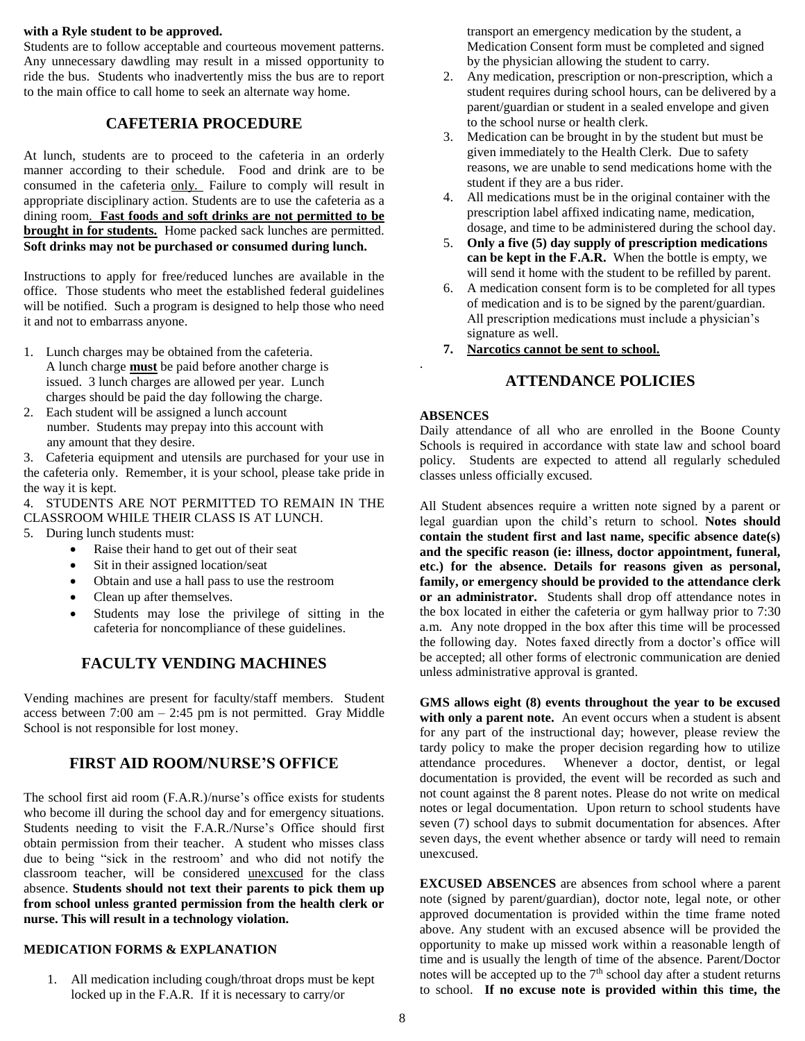**with a Ryle student to be approved.**

Students are to follow acceptable and courteous movement patterns. Any unnecessary dawdling may result in a missed opportunity to ride the bus. Students who inadvertently miss the bus are to report to the main office to call home to seek an alternate way home.

## CAFETERIA PROCEDURE

At lunch, students are to proceed to the cafeteria in an orderly manner according to their schedule. Food and drink are to be consumed in the cafeteria only. Failure to comply will result in appropriate disciplinary action. Students are to use the cafeteria as a dining room. **Fast foods and soft drinks are not permitted to be brought in for students.** Home packed sack lunches are permitted. **Soft drinks may not be purchased or consumed during lunch.**

Instructions to apply for free/reduced lunches are available in the office. Those students who meet the established federal guidelines will be notified. Such a program is designed to help those who need it and not to embarrass anyone.

1. Lunch charges may be obtained from the cafeteria. A lunch charge **must** be paid before another charge is issued. 3 lunch charges are allowed per year. Lunch charges should be paid the day following the charge.
2. Each student will be assigned a lunch account number. Students may prepay into this account with any amount that they desire.
3. Cafeteria equipment and utensils are purchased for your use in the cafeteria only. Remember, it is your school, please take pride in the way it is kept.
4. STUDENTS ARE NOT PERMITTED TO REMAIN IN THE CLASSROOM WHILE THEIR CLASS IS AT LUNCH.
5. During lunch students must:
   - Raise their hand to get out of their seat
   - Sit in their assigned location/seat
   - Obtain and use a hall pass to use the restroom
   - Clean up after themselves.
   - Students may lose the privilege of sitting in the cafeteria for noncompliance of these guidelines.

## FACULTY VENDING MACHINES

Vending machines are present for faculty/staff members. Student access between 7:00 am – 2:45 pm is not permitted. Gray Middle School is not responsible for lost money.

## FIRST AID ROOM/NURSE'S OFFICE

The school first aid room (F.A.R.)/nurse's office exists for students who become ill during the school day and for emergency situations. Students needing to visit the F.A.R./Nurse's Office should first obtain permission from their teacher. A student who misses class due to being "sick in the restroom' and who did not notify the classroom teacher, will be considered unexcused for the class absence. **Students should not text their parents to pick them up from school unless granted permission from the health clerk or nurse. This will result in a technology violation.**

### MEDICATION FORMS & EXPLANATION

1. All medication including cough/throat drops must be kept locked up in the F.A.R. If it is necessary to carry/or transport an emergency medication by the student, a Medication Consent form must be completed and signed by the physician allowing the student to carry.
2. Any medication, prescription or non-prescription, which a student requires during school hours, can be delivered by a parent/guardian or student in a sealed envelope and given to the school nurse or health clerk.
3. Medication can be brought in by the student but must be given immediately to the Health Clerk. Due to safety reasons, we are unable to send medications home with the student if they are a bus rider.
4. All medications must be in the original container with the prescription label affixed indicating name, medication, dosage, and time to be administered during the school day.
5. **Only a five (5) day supply of prescription medications can be kept in the F.A.R.** When the bottle is empty, we will send it home with the student to be refilled by parent.
6. A medication consent form is to be completed for all types of medication and is to be signed by the parent/guardian. All prescription medications must include a physician's signature as well.
7. **Narcotics cannot be sent to school.**

## ATTENDANCE POLICIES

### ABSENCES

Daily attendance of all who are enrolled in the Boone County Schools is required in accordance with state law and school board policy. Students are expected to attend all regularly scheduled classes unless officially excused.

All Student absences require a written note signed by a parent or legal guardian upon the child's return to school. **Notes should contain the student first and last name, specific absence date(s) and the specific reason (ie: illness, doctor appointment, funeral, etc.) for the absence. Details for reasons given as personal, family, or emergency should be provided to the attendance clerk or an administrator.** Students shall drop off attendance notes in the box located in either the cafeteria or gym hallway prior to 7:30 a.m. Any note dropped in the box after this time will be processed the following day. Notes faxed directly from a doctor's office will be accepted; all other forms of electronic communication are denied unless administrative approval is granted.

**GMS allows eight (8) events throughout the year to be excused with only a parent note.** An event occurs when a student is absent for any part of the instructional day; however, please review the tardy policy to make the proper decision regarding how to utilize attendance procedures. Whenever a doctor, dentist, or legal documentation is provided, the event will be recorded as such and not count against the 8 parent notes. Please do not write on medical notes or legal documentation. Upon return to school students have seven (7) school days to submit documentation for absences. After seven days, the event whether absence or tardy will need to remain unexcused.

**EXCUSED ABSENCES** are absences from school where a parent note (signed by parent/guardian), doctor note, legal note, or other approved documentation is provided within the time frame noted above. Any student with an excused absence will be provided the opportunity to make up missed work within a reasonable length of time and is usually the length of time of the absence. Parent/Doctor notes will be accepted up to the 7th school day after a student returns to school. **If no excuse note is provided within this time, the**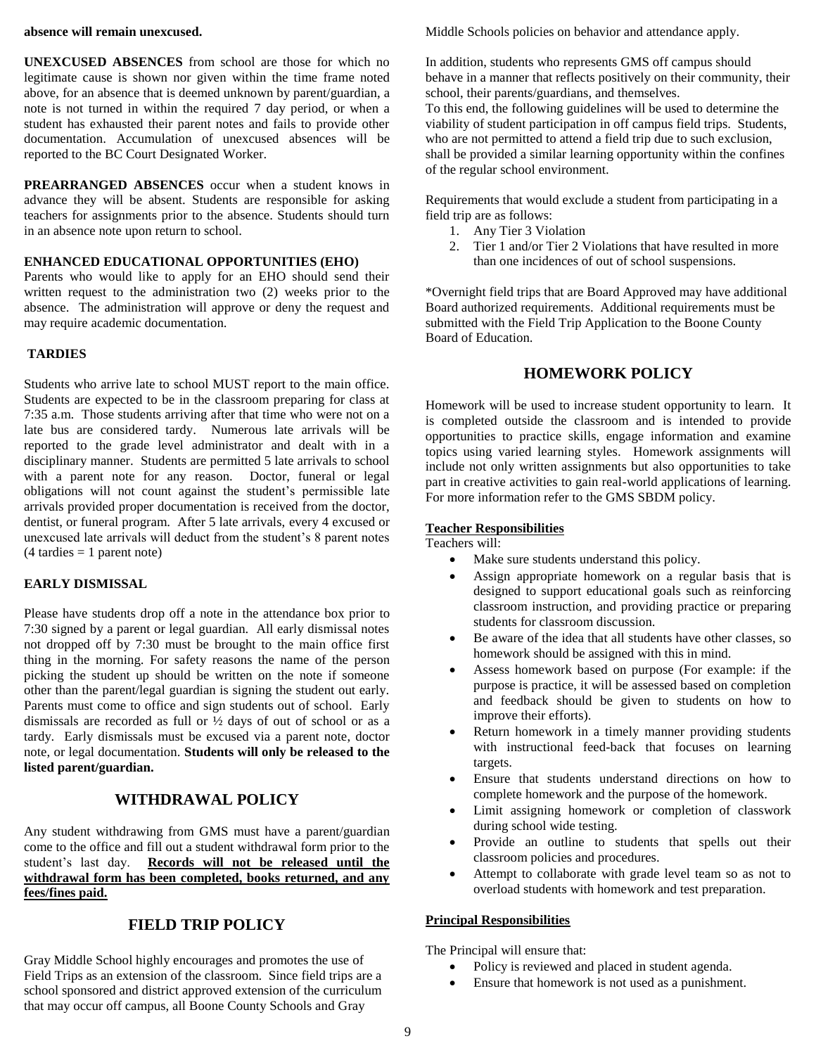**absence will remain unexcused.**

**UNEXCUSED ABSENCES** from school are those for which no legitimate cause is shown nor given within the time frame noted above, for an absence that is deemed unknown by parent/guardian, a note is not turned in within the required 7 day period, or when a student has exhausted their parent notes and fails to provide other documentation. Accumulation of unexcused absences will be reported to the BC Court Designated Worker.

**PREARRANGED ABSENCES** occur when a student knows in advance they will be absent. Students are responsible for asking teachers for assignments prior to the absence. Students should turn in an absence note upon return to school.

**ENHANCED EDUCATIONAL OPPORTUNITIES (EHO)**

Parents who would like to apply for an EHO should send their written request to the administration two (2) weeks prior to the absence. The administration will approve or deny the request and may require academic documentation.

**TARDIES**

Students who arrive late to school MUST report to the main office. Students are expected to be in the classroom preparing for class at 7:35 a.m. Those students arriving after that time who were not on a late bus are considered tardy. Numerous late arrivals will be reported to the grade level administrator and dealt with in a disciplinary manner. Students are permitted 5 late arrivals to school with a parent note for any reason. Doctor, funeral or legal obligations will not count against the student's permissible late arrivals provided proper documentation is received from the doctor, dentist, or funeral program. After 5 late arrivals, every 4 excused or unexcused late arrivals will deduct from the student's 8 parent notes (4 tardies = 1 parent note)

**EARLY DISMISSAL**

Please have students drop off a note in the attendance box prior to 7:30 signed by a parent or legal guardian. All early dismissal notes not dropped off by 7:30 must be brought to the main office first thing in the morning. For safety reasons the name of the person picking the student up should be written on the note if someone other than the parent/legal guardian is signing the student out early. Parents must come to office and sign students out of school. Early dismissals are recorded as full or ½ days of out of school or as a tardy. Early dismissals must be excused via a parent note, doctor note, or legal documentation. **Students will only be released to the listed parent/guardian.**

## WITHDRAWAL POLICY

Any student withdrawing from GMS must have a parent/guardian come to the office and fill out a student withdrawal form prior to the student's last day. **Records will not be released until the withdrawal form has been completed, books returned, and any fees/fines paid.**

## FIELD TRIP POLICY

Gray Middle School highly encourages and promotes the use of Field Trips as an extension of the classroom. Since field trips are a school sponsored and district approved extension of the curriculum that may occur off campus, all Boone County Schools and Gray Middle Schools policies on behavior and attendance apply.

In addition, students who represents GMS off campus should behave in a manner that reflects positively on their community, their school, their parents/guardians, and themselves.
To this end, the following guidelines will be used to determine the viability of student participation in off campus field trips. Students, who are not permitted to attend a field trip due to such exclusion, shall be provided a similar learning opportunity within the confines of the regular school environment.

Requirements that would exclude a student from participating in a field trip are as follows:

1. Any Tier 3 Violation
2. Tier 1 and/or Tier 2 Violations that have resulted in more than one incidences of out of school suspensions.

*Overnight field trips that are Board Approved may have additional Board authorized requirements. Additional requirements must be submitted with the Field Trip Application to the Boone County Board of Education.

## HOMEWORK POLICY

Homework will be used to increase student opportunity to learn. It is completed outside the classroom and is intended to provide opportunities to practice skills, engage information and examine topics using varied learning styles. Homework assignments will include not only written assignments but also opportunities to take part in creative activities to gain real-world applications of learning. For more information refer to the GMS SBDM policy.

**Teacher Responsibilities**

Teachers will:

- Make sure students understand this policy.
- Assign appropriate homework on a regular basis that is designed to support educational goals such as reinforcing classroom instruction, and providing practice or preparing students for classroom discussion.
- Be aware of the idea that all students have other classes, so homework should be assigned with this in mind.
- Assess homework based on purpose (For example: if the purpose is practice, it will be assessed based on completion and feedback should be given to students on how to improve their efforts).
- Return homework in a timely manner providing students with instructional feed-back that focuses on learning targets.
- Ensure that students understand directions on how to complete homework and the purpose of the homework.
- Limit assigning homework or completion of classwork during school wide testing.
- Provide an outline to students that spells out their classroom policies and procedures.
- Attempt to collaborate with grade level team so as not to overload students with homework and test preparation.

**Principal Responsibilities**

The Principal will ensure that:

- Policy is reviewed and placed in student agenda.
- Ensure that homework is not used as a punishment.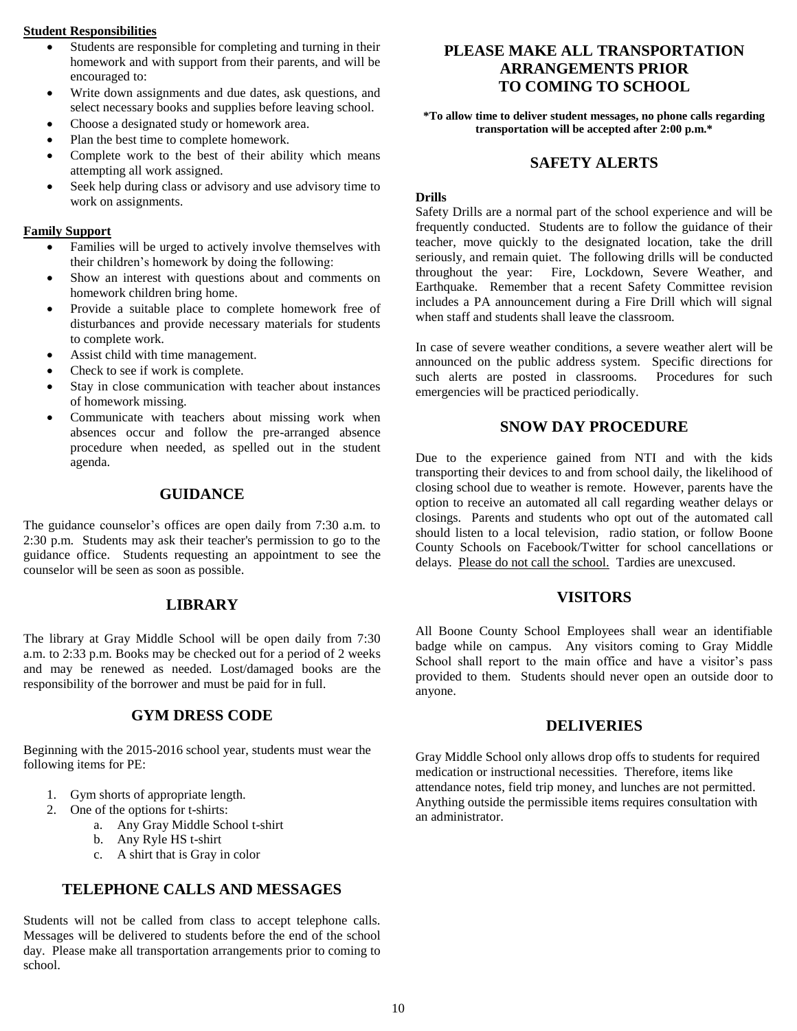**Student Responsibilities**

- Students are responsible for completing and turning in their homework and with support from their parents, and will be encouraged to:
- Write down assignments and due dates, ask questions, and select necessary books and supplies before leaving school.
- Choose a designated study or homework area.
- Plan the best time to complete homework.
- Complete work to the best of their ability which means attempting all work assigned.
- Seek help during class or advisory and use advisory time to work on assignments.

**Family Support**

- Families will be urged to actively involve themselves with their children's homework by doing the following:
- Show an interest with questions about and comments on homework children bring home.
- Provide a suitable place to complete homework free of disturbances and provide necessary materials for students to complete work.
- Assist child with time management.
- Check to see if work is complete.
- Stay in close communication with teacher about instances of homework missing.
- Communicate with teachers about missing work when absences occur and follow the pre-arranged absence procedure when needed, as spelled out in the student agenda.

## GUIDANCE

The guidance counselor's offices are open daily from 7:30 a.m. to 2:30 p.m. Students may ask their teacher's permission to go to the guidance office. Students requesting an appointment to see the counselor will be seen as soon as possible.

## LIBRARY

The library at Gray Middle School will be open daily from 7:30 a.m. to 2:33 p.m. Books may be checked out for a period of 2 weeks and may be renewed as needed. Lost/damaged books are the responsibility of the borrower and must be paid for in full.

## GYM DRESS CODE

Beginning with the 2015-2016 school year, students must wear the following items for PE:

1. Gym shorts of appropriate length.
2. One of the options for t-shirts:
   a. Any Gray Middle School t-shirt
   b. Any Ryle HS t-shirt
   c. A shirt that is Gray in color

## TELEPHONE CALLS AND MESSAGES

Students will not be called from class to accept telephone calls. Messages will be delivered to students before the end of the school day. Please make all transportation arrangements prior to coming to school.

## PLEASE MAKE ALL TRANSPORTATION ARRANGEMENTS PRIOR TO COMING TO SCHOOL

**\*To allow time to deliver student messages, no phone calls regarding transportation will be accepted after 2:00 p.m.\***

## SAFETY ALERTS

**Drills**

Safety Drills are a normal part of the school experience and will be frequently conducted. Students are to follow the guidance of their teacher, move quickly to the designated location, take the drill seriously, and remain quiet. The following drills will be conducted throughout the year: Fire, Lockdown, Severe Weather, and Earthquake. Remember that a recent Safety Committee revision includes a PA announcement during a Fire Drill which will signal when staff and students shall leave the classroom.

In case of severe weather conditions, a severe weather alert will be announced on the public address system. Specific directions for such alerts are posted in classrooms. Procedures for such emergencies will be practiced periodically.

## SNOW DAY PROCEDURE

Due to the experience gained from NTI and with the kids transporting their devices to and from school daily, the likelihood of closing school due to weather is remote. However, parents have the option to receive an automated all call regarding weather delays or closings. Parents and students who opt out of the automated call should listen to a local television, radio station, or follow Boone County Schools on Facebook/Twitter for school cancellations or delays. <u>Please do not call the school.</u> Tardies are unexcused.

## VISITORS

All Boone County School Employees shall wear an identifiable badge while on campus. Any visitors coming to Gray Middle School shall report to the main office and have a visitor's pass provided to them. Students should never open an outside door to anyone.

## DELIVERIES

Gray Middle School only allows drop offs to students for required medication or instructional necessities. Therefore, items like attendance notes, field trip money, and lunches are not permitted. Anything outside the permissible items requires consultation with an administrator.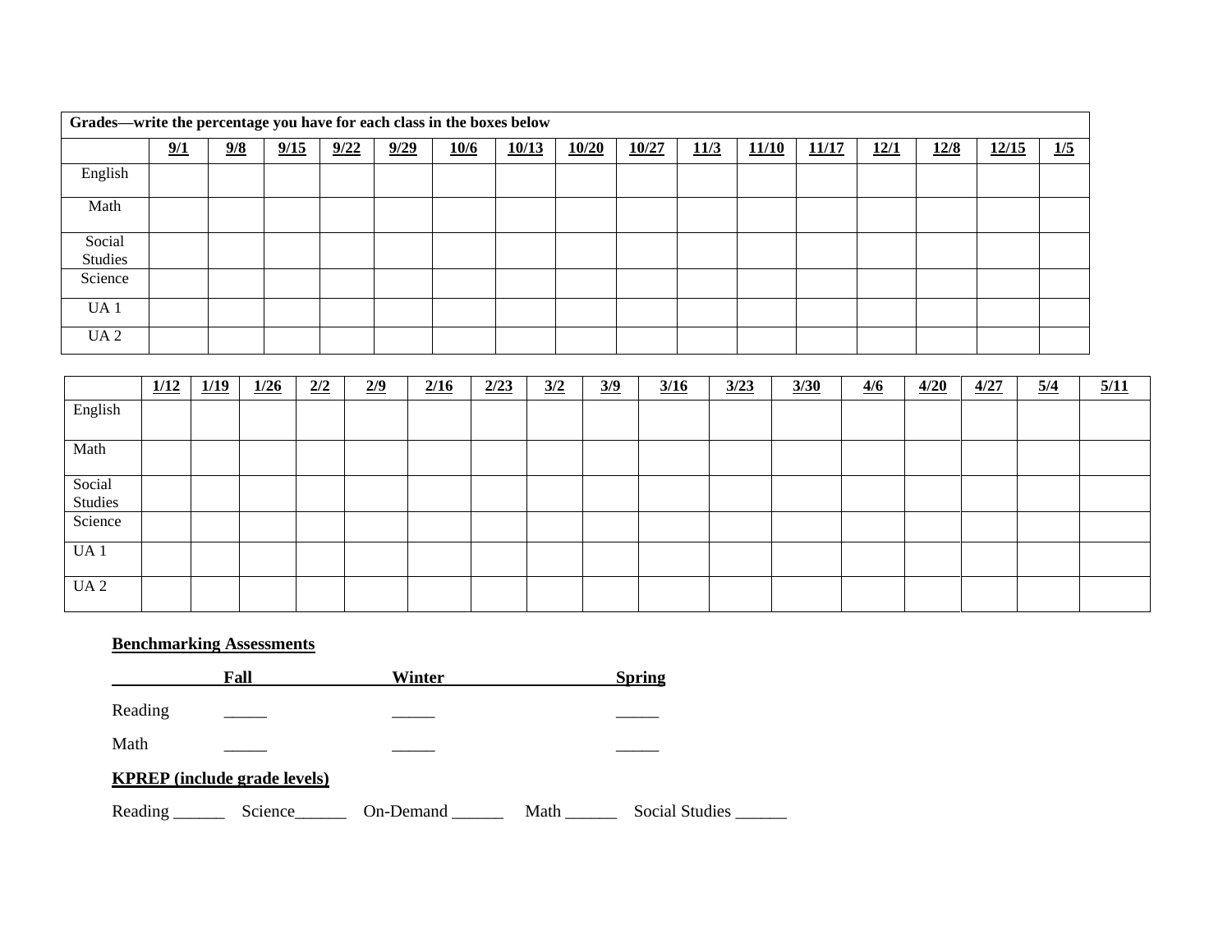| Grades—write the percentage you have for each class in the boxes below | | | | | | | | | | | | | | | | |
|---|---|---|---|---|---|---|---|---|---|---|---|---|---|---|---|---|
| | **9/1** | **9/8** | **9/15** | **9/22** | **9/29** | **10/6** | **10/13** | **10/20** | **10/27** | **11/3** | **11/10** | **11/17** | **12/1** | **12/8** | **12/15** | **1/5** |
| English | | | | | | | | | | | | | | | | |
| Math | | | | | | | | | | | | | | | | |
| Social Studies | | | | | | | | | | | | | | | | |
| Science | | | | | | | | | | | | | | | | |
| UA 1 | | | | | | | | | | | | | | | | |
| UA 2 | | | | | | | | | | | | | | | | |

| | **1/12** | **1/19** | **1/26** | **2/2** | **2/9** | **2/16** | **2/23** | **3/2** | **3/9** | **3/16** | **3/23** | **3/30** | **4/6** | **4/20** | **4/27** | **5/4** | **5/11** |
|---|---|---|---|---|---|---|---|---|---|---|---|---|---|---|---|---|---|
| English | | | | | | | | | | | | | | | | | |
| Math | | | | | | | | | | | | | | | | | |
| Social Studies | | | | | | | | | | | | | | | | | |
| Science | | | | | | | | | | | | | | | | | |
| UA 1 | | | | | | | | | | | | | | | | | |
| UA 2 | | | | | | | | | | | | | | | | | |

**Benchmarking Assessments**

| | **Fall** | **Winter** | **Spring** |
|---|---|---|---|
| Reading | _____ | _____ | _____ |
| Math | _____ | _____ | _____ |

**KPREP (include grade levels)**

Reading ______ Science______ On-Demand ______ Math ______ Social Studies ______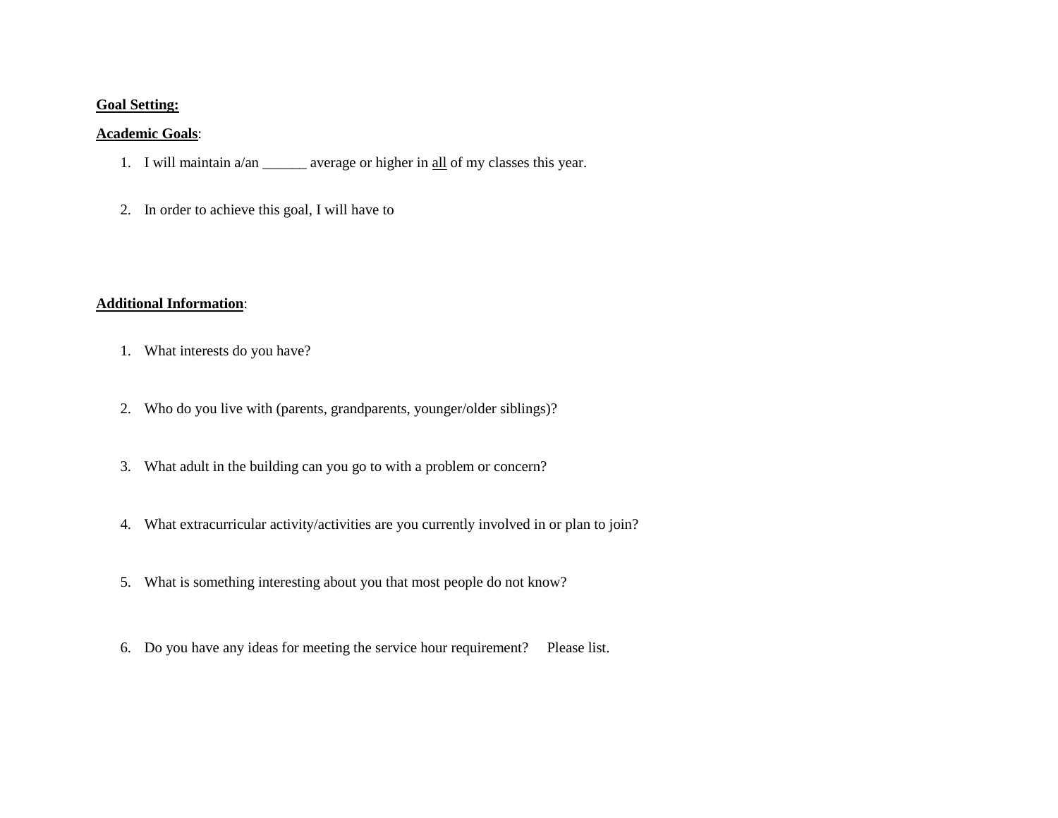**Goal Setting:**

**Academic Goals**:

1. I will maintain a/an ______ average or higher in all of my classes this year.

2. In order to achieve this goal, I will have to

**Additional Information**:

1. What interests do you have?

2. Who do you live with (parents, grandparents, younger/older siblings)?

3. What adult in the building can you go to with a problem or concern?

4. What extracurricular activity/activities are you currently involved in or plan to join?

5. What is something interesting about you that most people do not know?

6. Do you have any ideas for meeting the service hour requirement? Please list.